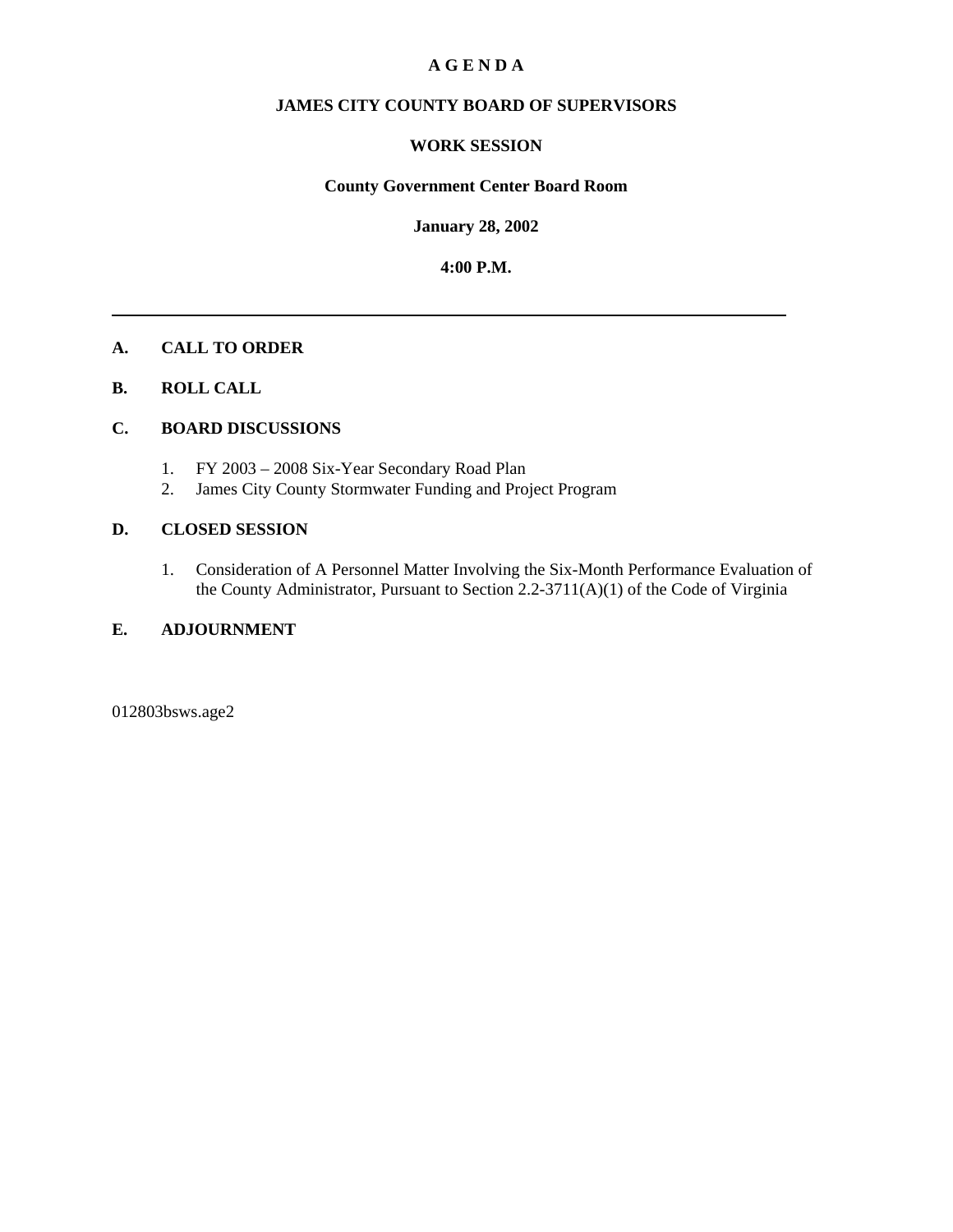# A G E N D A

## JAMES CITY COUNTY BOARD OF SUPERVISORS

## WORK SESSION

**County Government Center Board Room**

**January 28, 2002**

**4:00 P.M.**

---

**A. CALL TO ORDER**

**B. ROLL CALL**

**C. BOARD DISCUSSIONS**

1. FY 2003 – 2008 Six-Year Secondary Road Plan
2. James City County Stormwater Funding and Project Program

**D. CLOSED SESSION**

1. Consideration of A Personnel Matter Involving the Six-Month Performance Evaluation of the County Administrator, Pursuant to Section 2.2-3711(A)(1) of the Code of Virginia

**E. ADJOURNMENT**

012803bsws.age2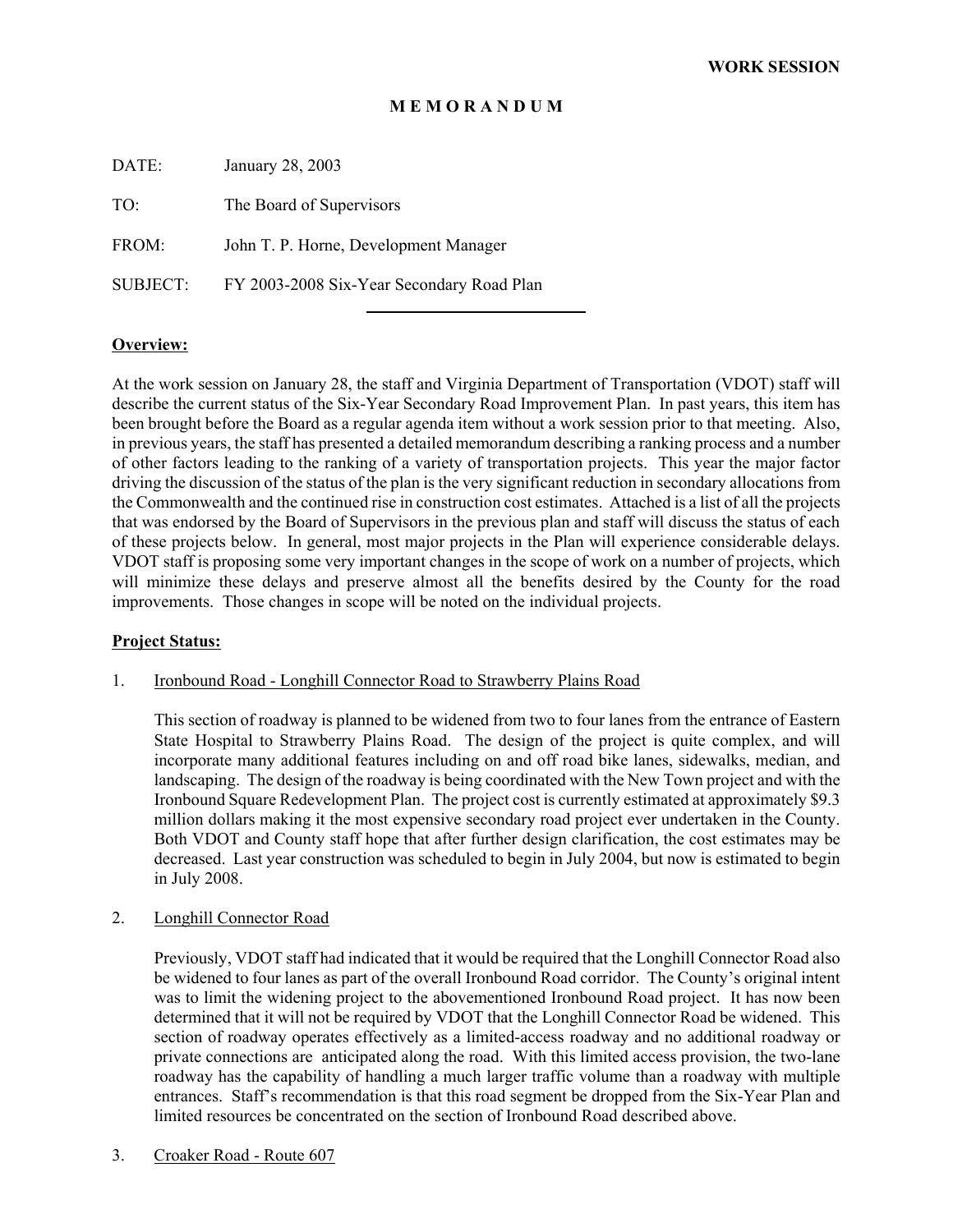**WORK SESSION**

**M E M O R A N D U M**

DATE: January 28, 2003

TO: The Board of Supervisors

FROM: John T. P. Horne, Development Manager

SUBJECT: FY 2003-2008 Six-Year Secondary Road Plan

---

**Overview:**

At the work session on January 28, the staff and Virginia Department of Transportation (VDOT) staff will describe the current status of the Six-Year Secondary Road Improvement Plan. In past years, this item has been brought before the Board as a regular agenda item without a work session prior to that meeting. Also, in previous years, the staff has presented a detailed memorandum describing a ranking process and a number of other factors leading to the ranking of a variety of transportation projects. This year the major factor driving the discussion of the status of the plan is the very significant reduction in secondary allocations from the Commonwealth and the continued rise in construction cost estimates. Attached is a list of all the projects that was endorsed by the Board of Supervisors in the previous plan and staff will discuss the status of each of these projects below. In general, most major projects in the Plan will experience considerable delays. VDOT staff is proposing some very important changes in the scope of work on a number of projects, which will minimize these delays and preserve almost all the benefits desired by the County for the road improvements. Those changes in scope will be noted on the individual projects.

**Project Status:**

1. Ironbound Road - Longhill Connector Road to Strawberry Plains Road

   This section of roadway is planned to be widened from two to four lanes from the entrance of Eastern State Hospital to Strawberry Plains Road. The design of the project is quite complex, and will incorporate many additional features including on and off road bike lanes, sidewalks, median, and landscaping. The design of the roadway is being coordinated with the New Town project and with the Ironbound Square Redevelopment Plan. The project cost is currently estimated at approximately $9.3 million dollars making it the most expensive secondary road project ever undertaken in the County. Both VDOT and County staff hope that after further design clarification, the cost estimates may be decreased. Last year construction was scheduled to begin in July 2004, but now is estimated to begin in July 2008.

2. Longhill Connector Road

   Previously, VDOT staff had indicated that it would be required that the Longhill Connector Road also be widened to four lanes as part of the overall Ironbound Road corridor. The County's original intent was to limit the widening project to the abovementioned Ironbound Road project. It has now been determined that it will not be required by VDOT that the Longhill Connector Road be widened. This section of roadway operates effectively as a limited-access roadway and no additional roadway or private connections are anticipated along the road. With this limited access provision, the two-lane roadway has the capability of handling a much larger traffic volume than a roadway with multiple entrances. Staff's recommendation is that this road segment be dropped from the Six-Year Plan and limited resources be concentrated on the section of Ironbound Road described above.

3. Croaker Road - Route 607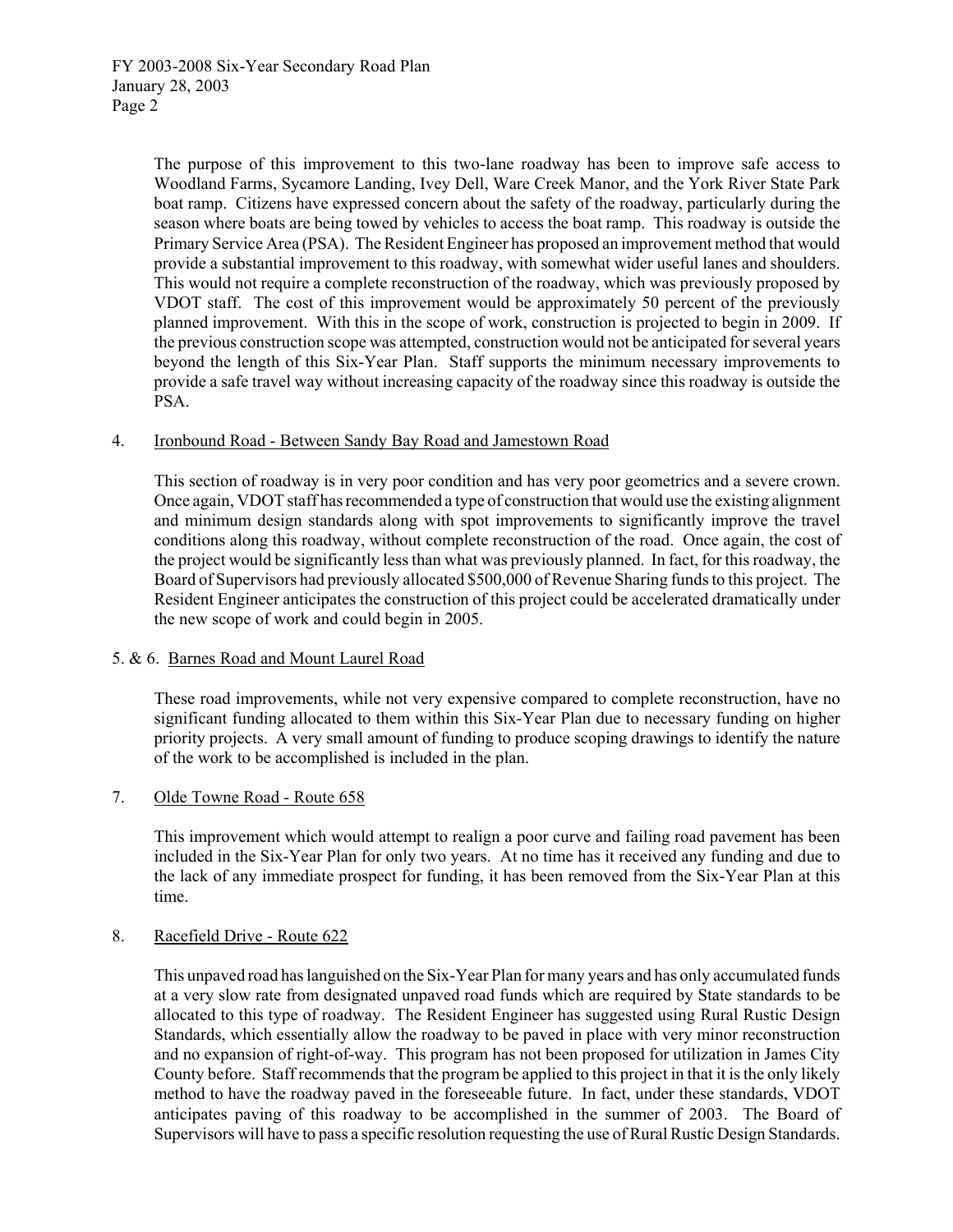The purpose of this improvement to this two-lane roadway has been to improve safe access to Woodland Farms, Sycamore Landing, Ivey Dell, Ware Creek Manor, and the York River State Park boat ramp. Citizens have expressed concern about the safety of the roadway, particularly during the season where boats are being towed by vehicles to access the boat ramp. This roadway is outside the Primary Service Area (PSA). The Resident Engineer has proposed an improvement method that would provide a substantial improvement to this roadway, with somewhat wider useful lanes and shoulders. This would not require a complete reconstruction of the roadway, which was previously proposed by VDOT staff. The cost of this improvement would be approximately 50 percent of the previously planned improvement. With this in the scope of work, construction is projected to begin in 2009. If the previous construction scope was attempted, construction would not be anticipated for several years beyond the length of this Six-Year Plan. Staff supports the minimum necessary improvements to provide a safe travel way without increasing capacity of the roadway since this roadway is outside the PSA.

4. Ironbound Road - Between Sandy Bay Road and Jamestown Road

   This section of roadway is in very poor condition and has very poor geometrics and a severe crown. Once again, VDOT staff has recommended a type of construction that would use the existing alignment and minimum design standards along with spot improvements to significantly improve the travel conditions along this roadway, without complete reconstruction of the road. Once again, the cost of the project would be significantly less than what was previously planned. In fact, for this roadway, the Board of Supervisors had previously allocated $500,000 of Revenue Sharing funds to this project. The Resident Engineer anticipates the construction of this project could be accelerated dramatically under the new scope of work and could begin in 2005.

5. & 6. Barnes Road and Mount Laurel Road

   These road improvements, while not very expensive compared to complete reconstruction, have no significant funding allocated to them within this Six-Year Plan due to necessary funding on higher priority projects. A very small amount of funding to produce scoping drawings to identify the nature of the work to be accomplished is included in the plan.

7. Olde Towne Road - Route 658

   This improvement which would attempt to realign a poor curve and failing road pavement has been included in the Six-Year Plan for only two years. At no time has it received any funding and due to the lack of any immediate prospect for funding, it has been removed from the Six-Year Plan at this time.

8. Racefield Drive - Route 622

   This unpaved road has languished on the Six-Year Plan for many years and has only accumulated funds at a very slow rate from designated unpaved road funds which are required by State standards to be allocated to this type of roadway. The Resident Engineer has suggested using Rural Rustic Design Standards, which essentially allow the roadway to be paved in place with very minor reconstruction and no expansion of right-of-way. This program has not been proposed for utilization in James City County before. Staff recommends that the program be applied to this project in that it is the only likely method to have the roadway paved in the foreseeable future. In fact, under these standards, VDOT anticipates paving of this roadway to be accomplished in the summer of 2003. The Board of Supervisors will have to pass a specific resolution requesting the use of Rural Rustic Design Standards.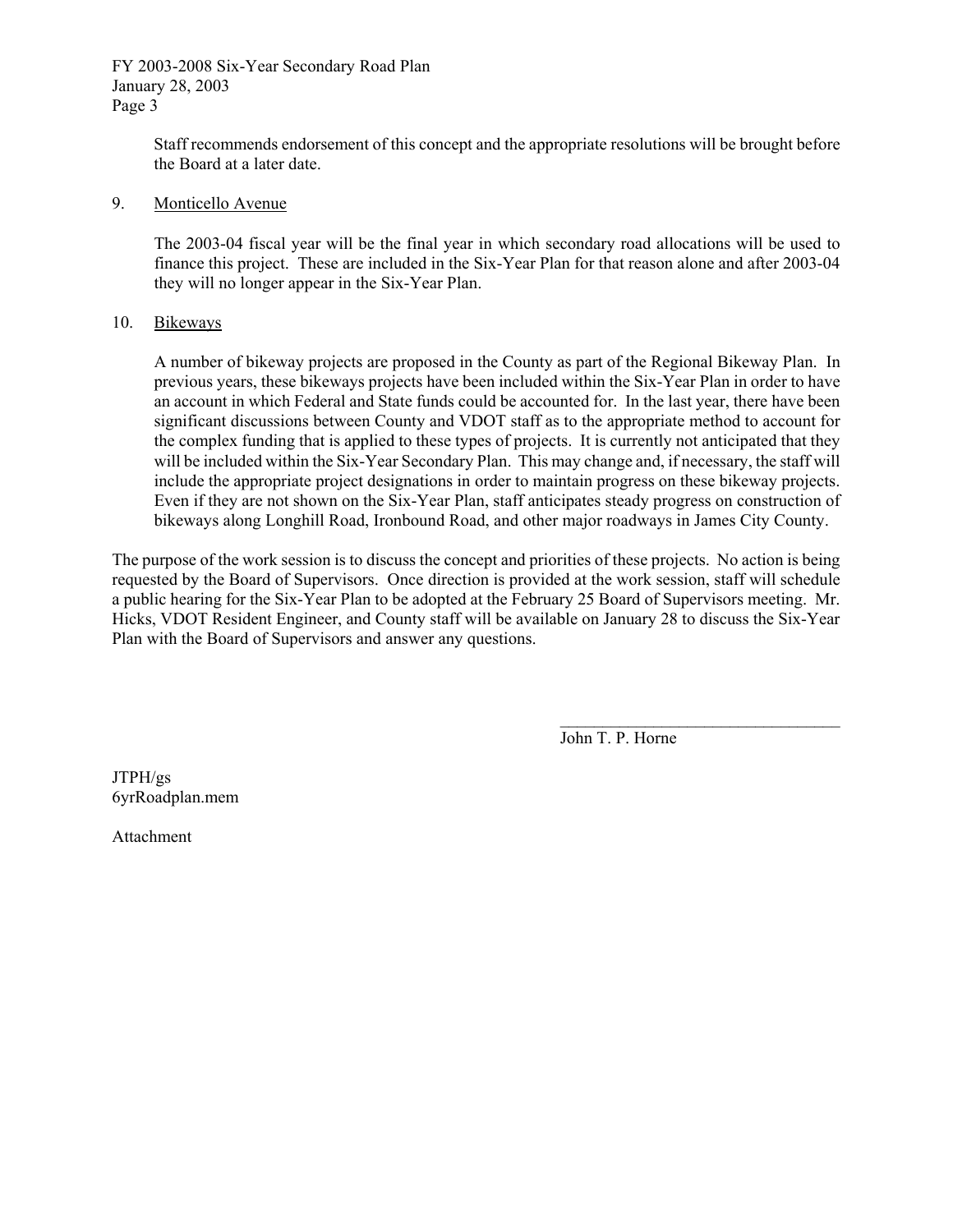Staff recommends endorsement of this concept and the appropriate resolutions will be brought before the Board at a later date.

9. Monticello Avenue

   The 2003-04 fiscal year will be the final year in which secondary road allocations will be used to finance this project. These are included in the Six-Year Plan for that reason alone and after 2003-04 they will no longer appear in the Six-Year Plan.

10. Bikeways

   A number of bikeway projects are proposed in the County as part of the Regional Bikeway Plan. In previous years, these bikeways projects have been included within the Six-Year Plan in order to have an account in which Federal and State funds could be accounted for. In the last year, there have been significant discussions between County and VDOT staff as to the appropriate method to account for the complex funding that is applied to these types of projects. It is currently not anticipated that they will be included within the Six-Year Secondary Plan. This may change and, if necessary, the staff will include the appropriate project designations in order to maintain progress on these bikeway projects. Even if they are not shown on the Six-Year Plan, staff anticipates steady progress on construction of bikeways along Longhill Road, Ironbound Road, and other major roadways in James City County.

The purpose of the work session is to discuss the concept and priorities of these projects. No action is being requested by the Board of Supervisors. Once direction is provided at the work session, staff will schedule a public hearing for the Six-Year Plan to be adopted at the February 25 Board of Supervisors meeting. Mr. Hicks, VDOT Resident Engineer, and County staff will be available on January 28 to discuss the Six-Year Plan with the Board of Supervisors and answer any questions.

\_\_\_\_\_\_\_\_\_\_\_\_\_\_\_\_\_\_\_\_\_\_\_\_\_\_\_\_\_\_\_\_\_\_

John T. P. Horne

JTPH/gs
6yrRoadplan.mem

Attachment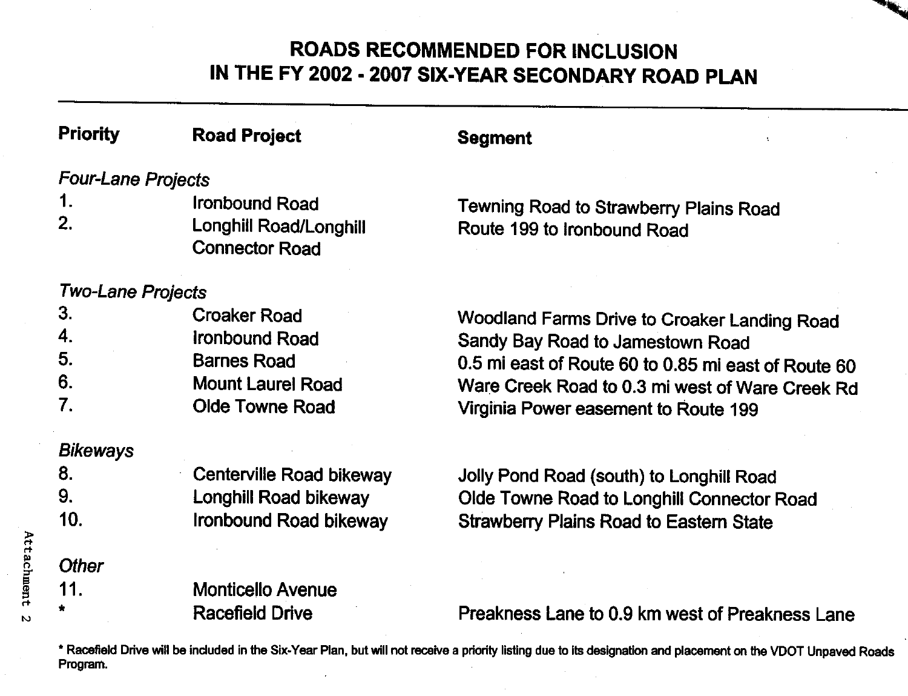# ROADS RECOMMENDED FOR INCLUSION IN THE FY 2002 - 2007 SIX-YEAR SECONDARY ROAD PLAN

| Priority | Road Project | Segment |
|---|---|---|
| *Four-Lane Projects* | | |
| 1. | Ironbound Road | Tewning Road to Strawberry Plains Road |
| 2. | Longhill Road/Longhill Connector Road | Route 199 to Ironbound Road |
| *Two-Lane Projects* | | |
| 3. | Croaker Road | Woodland Farms Drive to Croaker Landing Road |
| 4. | Ironbound Road | Sandy Bay Road to Jamestown Road |
| 5. | Barnes Road | 0.5 mi east of Route 60 to 0.85 mi east of Route 60 |
| 6. | Mount Laurel Road | Ware Creek Road to 0.3 mi west of Ware Creek Rd |
| 7. | Olde Towne Road | Virginia Power easement to Route 199 |
| *Bikeways* | | |
| 8. | Centerville Road bikeway | Jolly Pond Road (south) to Longhill Road |
| 9. | Longhill Road bikeway | Olde Towne Road to Longhill Connector Road |
| 10. | Ironbound Road bikeway | Strawberry Plains Road to Eastern State |
| *Other* | | |
| 11. | Monticello Avenue | |
| * | Racefield Drive | Preakness Lane to 0.9 km west of Preakness Lane |

* Racefield Drive will be included in the Six-Year Plan, but will not receive a priority listing due to its designation and placement on the VDOT Unpaved Roads Program.

Attachment 2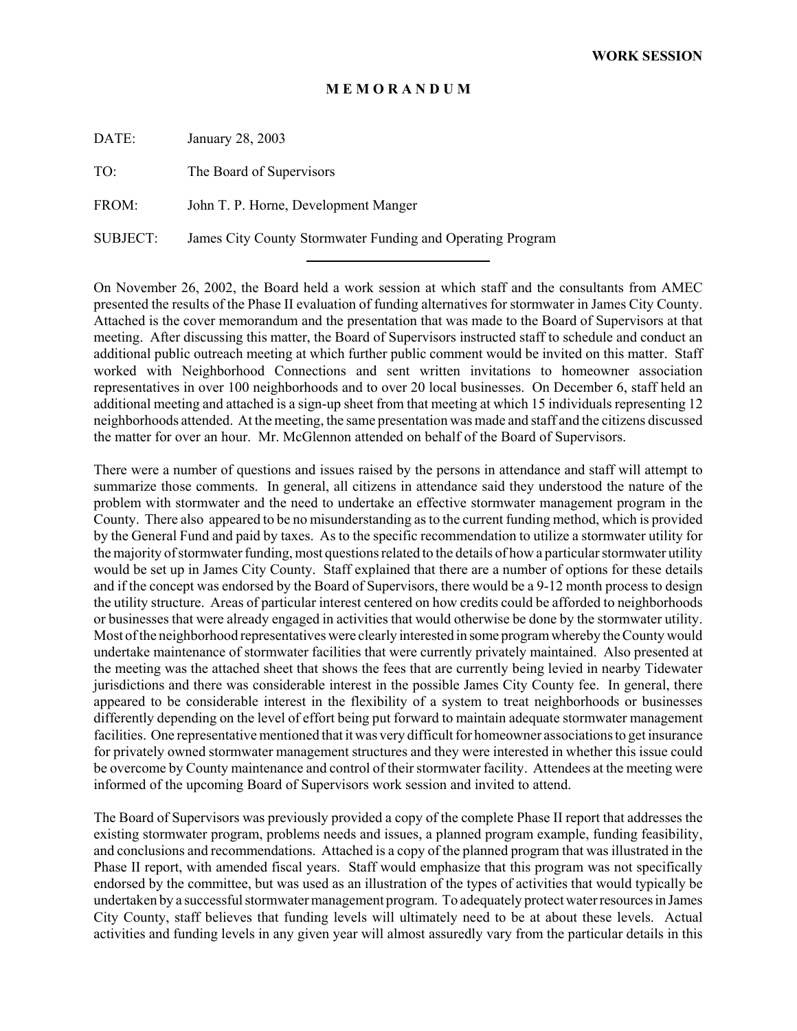**WORK SESSION**

**M E M O R A N D U M**

DATE: January 28, 2003

TO: The Board of Supervisors

FROM: John T. P. Horne, Development Manger

SUBJECT: James City County Stormwater Funding and Operating Program

---

On November 26, 2002, the Board held a work session at which staff and the consultants from AMEC presented the results of the Phase II evaluation of funding alternatives for stormwater in James City County. Attached is the cover memorandum and the presentation that was made to the Board of Supervisors at that meeting. After discussing this matter, the Board of Supervisors instructed staff to schedule and conduct an additional public outreach meeting at which further public comment would be invited on this matter. Staff worked with Neighborhood Connections and sent written invitations to homeowner association representatives in over 100 neighborhoods and to over 20 local businesses. On December 6, staff held an additional meeting and attached is a sign-up sheet from that meeting at which 15 individuals representing 12 neighborhoods attended. At the meeting, the same presentation was made and staff and the citizens discussed the matter for over an hour. Mr. McGlennon attended on behalf of the Board of Supervisors.

There were a number of questions and issues raised by the persons in attendance and staff will attempt to summarize those comments. In general, all citizens in attendance said they understood the nature of the problem with stormwater and the need to undertake an effective stormwater management program in the County. There also appeared to be no misunderstanding as to the current funding method, which is provided by the General Fund and paid by taxes. As to the specific recommendation to utilize a stormwater utility for the majority of stormwater funding, most questions related to the details of how a particular stormwater utility would be set up in James City County. Staff explained that there are a number of options for these details and if the concept was endorsed by the Board of Supervisors, there would be a 9-12 month process to design the utility structure. Areas of particular interest centered on how credits could be afforded to neighborhoods or businesses that were already engaged in activities that would otherwise be done by the stormwater utility. Most of the neighborhood representatives were clearly interested in some program whereby the County would undertake maintenance of stormwater facilities that were currently privately maintained. Also presented at the meeting was the attached sheet that shows the fees that are currently being levied in nearby Tidewater jurisdictions and there was considerable interest in the possible James City County fee. In general, there appeared to be considerable interest in the flexibility of a system to treat neighborhoods or businesses differently depending on the level of effort being put forward to maintain adequate stormwater management facilities. One representative mentioned that it was very difficult for homeowner associations to get insurance for privately owned stormwater management structures and they were interested in whether this issue could be overcome by County maintenance and control of their stormwater facility. Attendees at the meeting were informed of the upcoming Board of Supervisors work session and invited to attend.

The Board of Supervisors was previously provided a copy of the complete Phase II report that addresses the existing stormwater program, problems needs and issues, a planned program example, funding feasibility, and conclusions and recommendations. Attached is a copy of the planned program that was illustrated in the Phase II report, with amended fiscal years. Staff would emphasize that this program was not specifically endorsed by the committee, but was used as an illustration of the types of activities that would typically be undertaken by a successful stormwater management program. To adequately protect water resources in James City County, staff believes that funding levels will ultimately need to be at about these levels. Actual activities and funding levels in any given year will almost assuredly vary from the particular details in this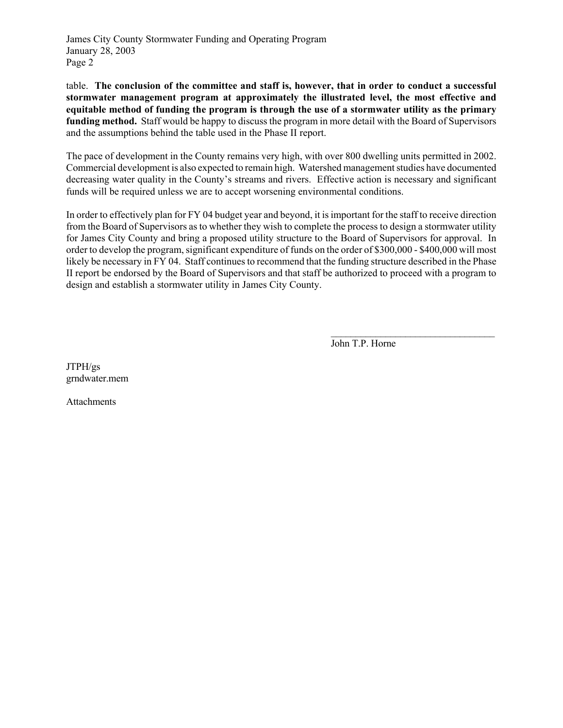table. **The conclusion of the committee and staff is, however, that in order to conduct a successful stormwater management program at approximately the illustrated level, the most effective and equitable method of funding the program is through the use of a stormwater utility as the primary funding method.** Staff would be happy to discuss the program in more detail with the Board of Supervisors and the assumptions behind the table used in the Phase II report.

The pace of development in the County remains very high, with over 800 dwelling units permitted in 2002. Commercial development is also expected to remain high. Watershed management studies have documented decreasing water quality in the County's streams and rivers. Effective action is necessary and significant funds will be required unless we are to accept worsening environmental conditions.

In order to effectively plan for FY 04 budget year and beyond, it is important for the staff to receive direction from the Board of Supervisors as to whether they wish to complete the process to design a stormwater utility for James City County and bring a proposed utility structure to the Board of Supervisors for approval. In order to develop the program, significant expenditure of funds on the order of $300,000 - $400,000 will most likely be necessary in FY 04. Staff continues to recommend that the funding structure described in the Phase II report be endorsed by the Board of Supervisors and that staff be authorized to proceed with a program to design and establish a stormwater utility in James City County.

\_\_\_\_\_\_\_\_\_\_\_\_\_\_\_\_\_\_\_\_\_\_\_\_\_\_\_\_\_\_\_\_\_\_

John T.P. Horne

JTPH/gs
grndwater.mem

Attachments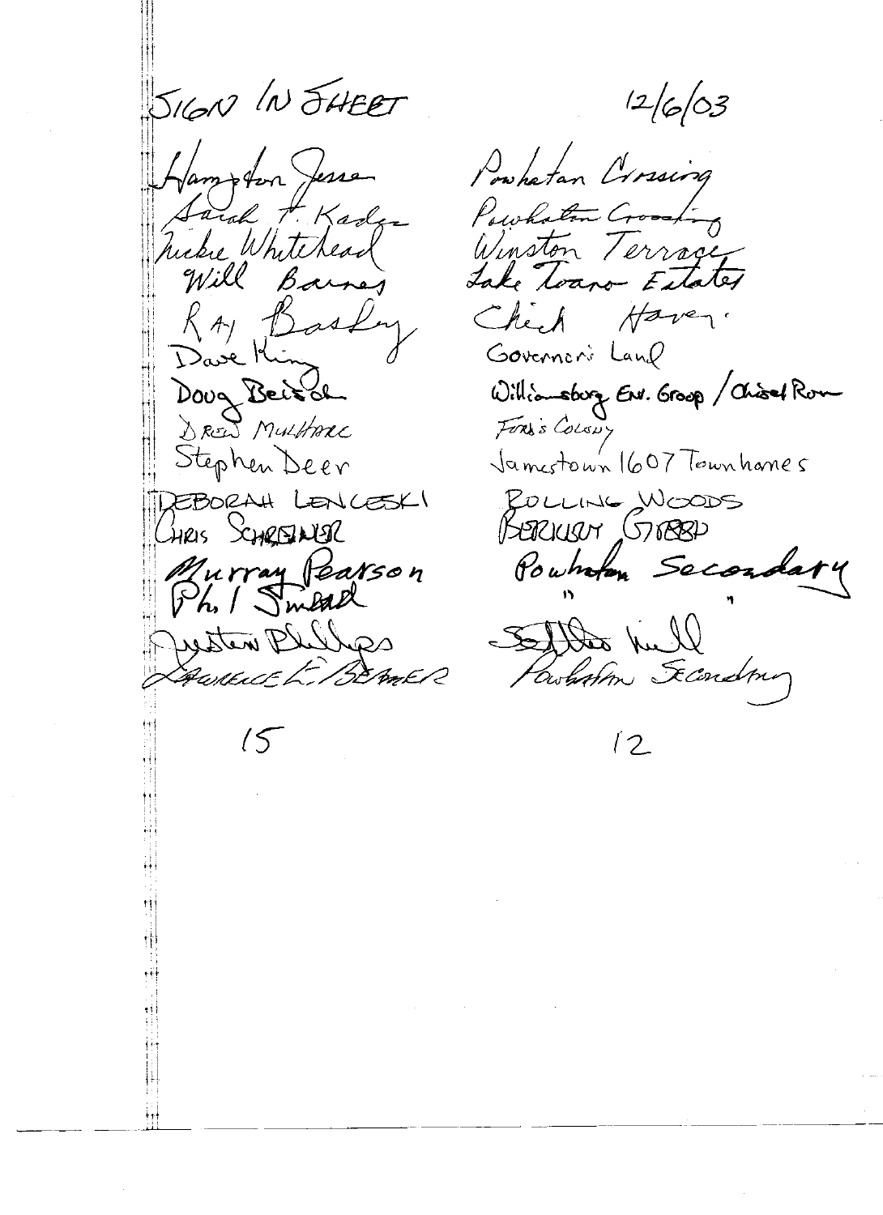SIGN IN SHEET

12/6/03

| Name | Community |
| --- | --- |
| Hampton Jesse | Powhatan Crossing |
| Sarah F. Kadec | Powhatan Crossing |
| Nickie Whitehead | Winston Terrace |
| Will Barnes | Lake Toano Estates |
| Ray Basley | Chick Haven |
| Dave King | Governor's Land |
| Doug Beisch | Williamsburg Env. Group / Chisel Run |
| Drew Mulhare | Ford's Colony |
| Stephen Deer | Jamestown 1607 Townhomes |
| Deborah Lenceski | Rolling Woods |
| Chris Schreiner | Berkeley Green |
| Murray Pearson | Powhatan Secondary |
| Phil Smead | " " |
| Justin Phillips | Scott Hull |
| Laurence L. Beamer | Powhatan Secondary |

15

12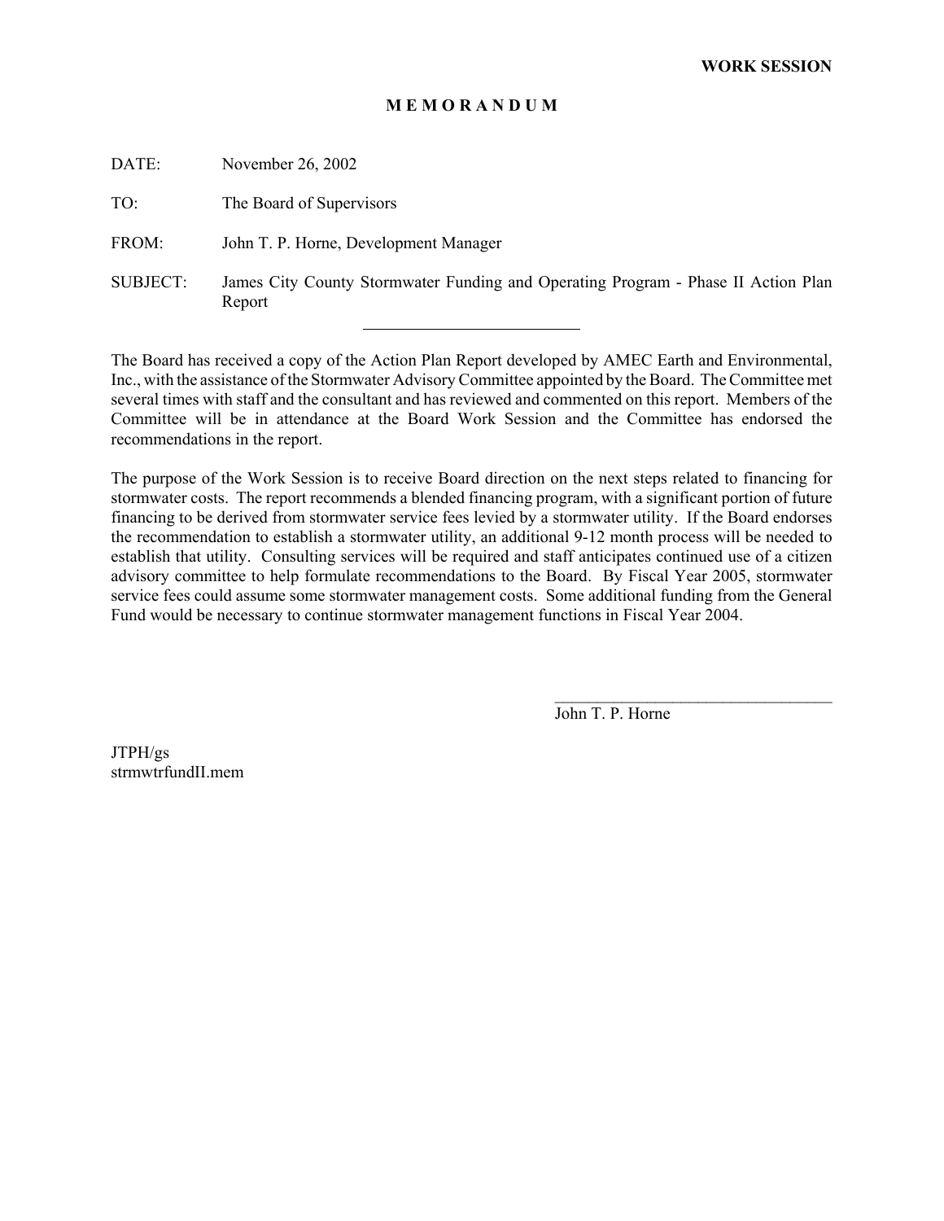**WORK SESSION**

**M E M O R A N D U M**

DATE: November 26, 2002

TO: The Board of Supervisors

FROM: John T. P. Horne, Development Manager

SUBJECT: James City County Stormwater Funding and Operating Program - Phase II Action Plan Report

---

The Board has received a copy of the Action Plan Report developed by AMEC Earth and Environmental, Inc., with the assistance of the Stormwater Advisory Committee appointed by the Board. The Committee met several times with staff and the consultant and has reviewed and commented on this report. Members of the Committee will be in attendance at the Board Work Session and the Committee has endorsed the recommendations in the report.

The purpose of the Work Session is to receive Board direction on the next steps related to financing for stormwater costs. The report recommends a blended financing program, with a significant portion of future financing to be derived from stormwater service fees levied by a stormwater utility. If the Board endorses the recommendation to establish a stormwater utility, an additional 9-12 month process will be needed to establish that utility. Consulting services will be required and staff anticipates continued use of a citizen advisory committee to help formulate recommendations to the Board. By Fiscal Year 2005, stormwater service fees could assume some stormwater management costs. Some additional funding from the General Fund would be necessary to continue stormwater management functions in Fiscal Year 2004.

John T. P. Horne

JTPH/gs
strmwtrfundII.mem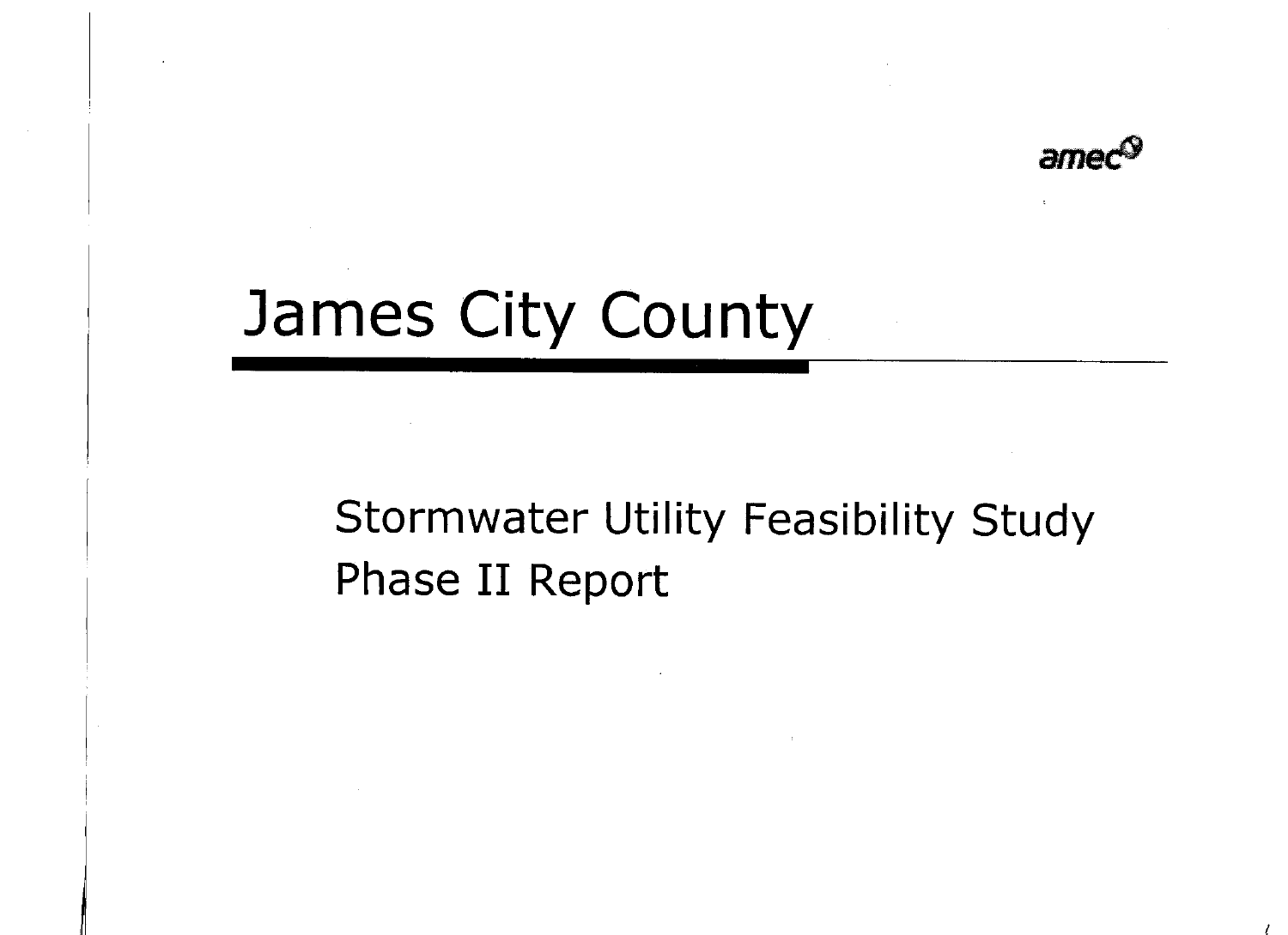amec

# James City County

## Stormwater Utility Feasibility Study
## Phase II Report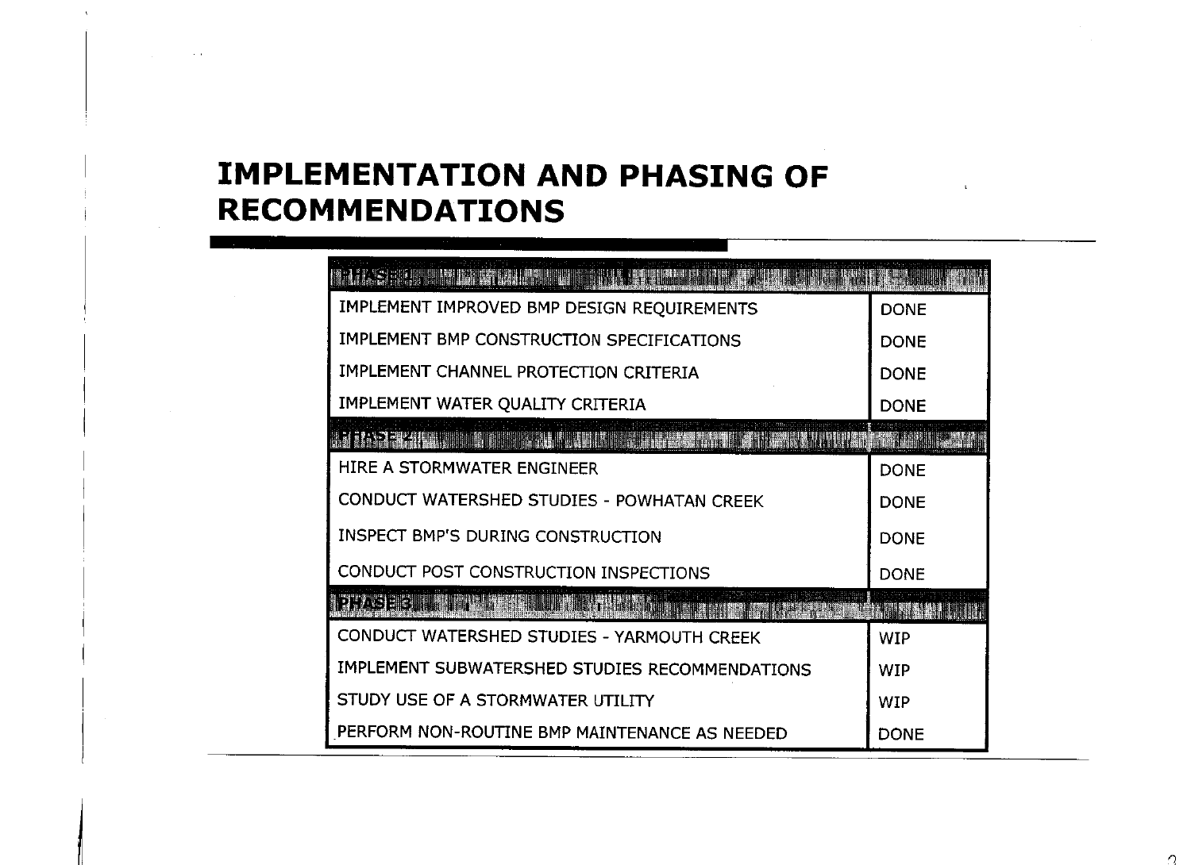# IMPLEMENTATION AND PHASING OF RECOMMENDATIONS

| PHASE 1 | |
|---|---|
| IMPLEMENT IMPROVED BMP DESIGN REQUIREMENTS | DONE |
| IMPLEMENT BMP CONSTRUCTION SPECIFICATIONS | DONE |
| IMPLEMENT CHANNEL PROTECTION CRITERIA | DONE |
| IMPLEMENT WATER QUALITY CRITERIA | DONE |
| **PHASE 2** | |
| HIRE A STORMWATER ENGINEER | DONE |
| CONDUCT WATERSHED STUDIES - POWHATAN CREEK | DONE |
| INSPECT BMP'S DURING CONSTRUCTION | DONE |
| CONDUCT POST CONSTRUCTION INSPECTIONS | DONE |
| **PHASE 3** | |
| CONDUCT WATERSHED STUDIES - YARMOUTH CREEK | WIP |
| IMPLEMENT SUBWATERSHED STUDIES RECOMMENDATIONS | WIP |
| STUDY USE OF A STORMWATER UTILITY | WIP |
| PERFORM NON-ROUTINE BMP MAINTENANCE AS NEEDED | DONE |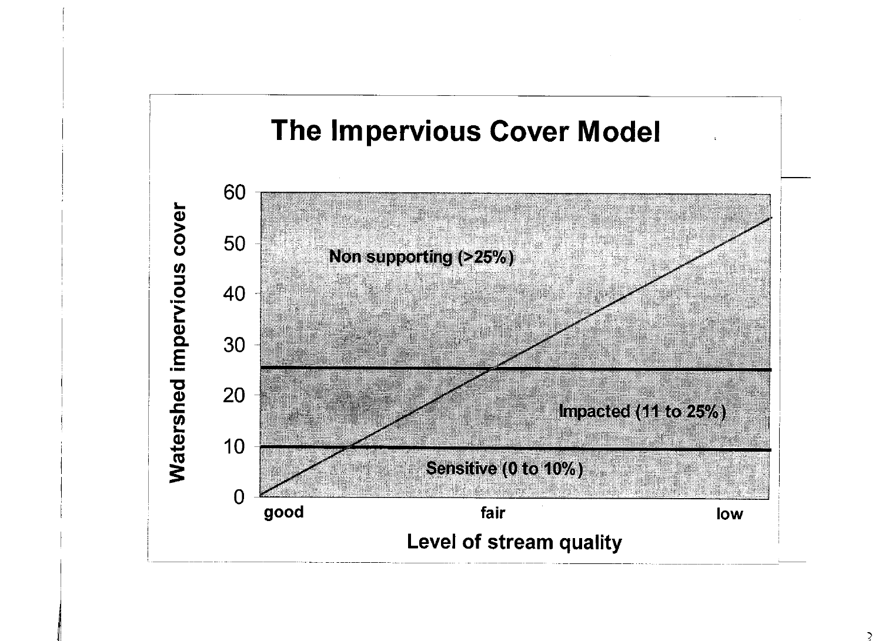# The Impervious Cover Model

Watershed impervious cover

60

50

40

30

20

10

0

Non supporting (>25%)

Impacted (11 to 25%)

Sensitive (0 to 10%)

good    fair    low

Level of stream quality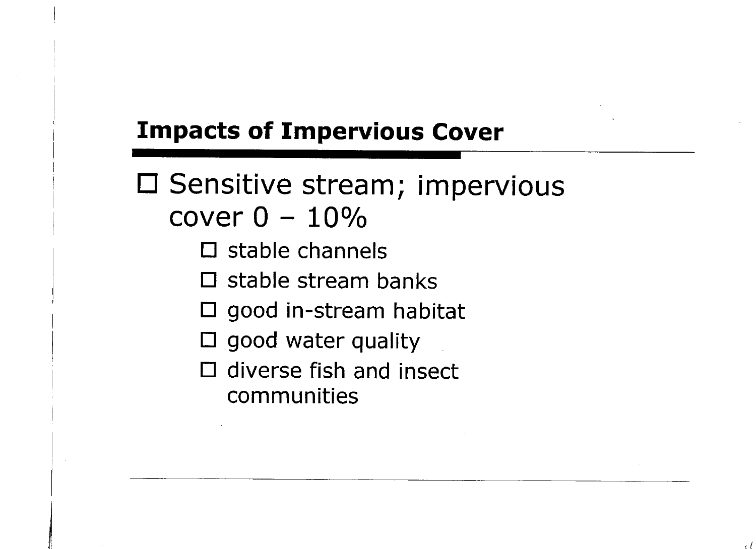## Impacts of Impervious Cover

- Sensitive stream; impervious cover 0 – 10%
  - stable channels
  - stable stream banks
  - good in-stream habitat
  - good water quality
  - diverse fish and insect communities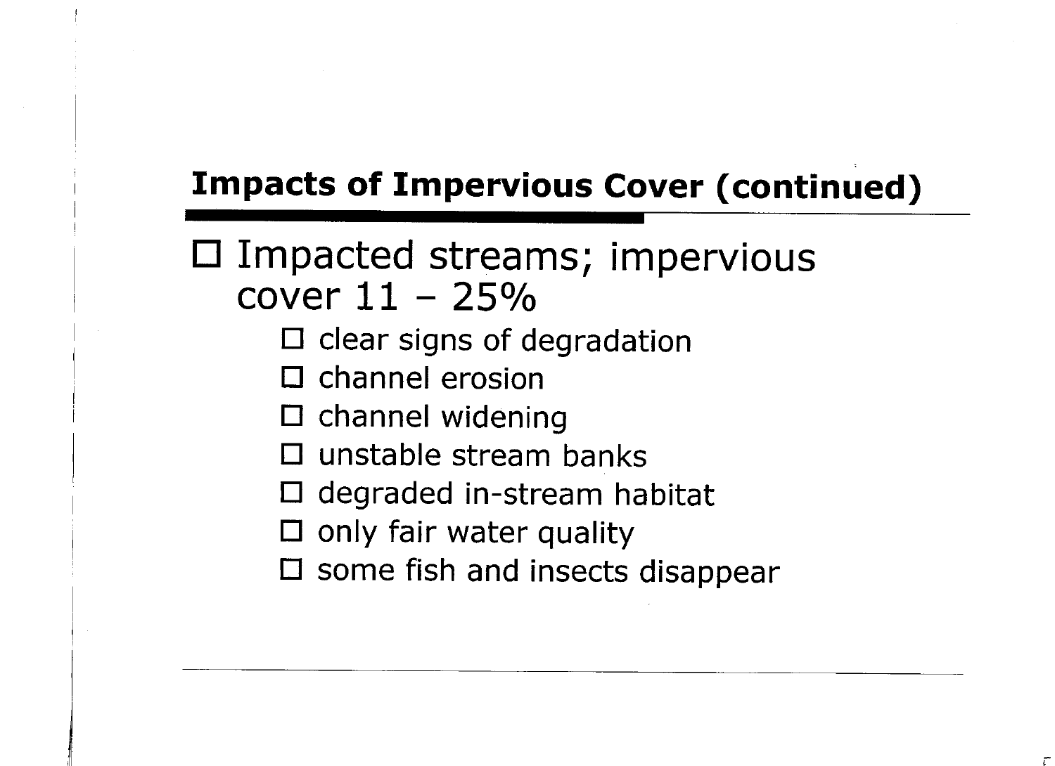## Impacts of Impervious Cover (continued)

- Impacted streams; impervious cover 11 – 25%
    - clear signs of degradation
    - channel erosion
    - channel widening
    - unstable stream banks
    - degraded in-stream habitat
    - only fair water quality
    - some fish and insects disappear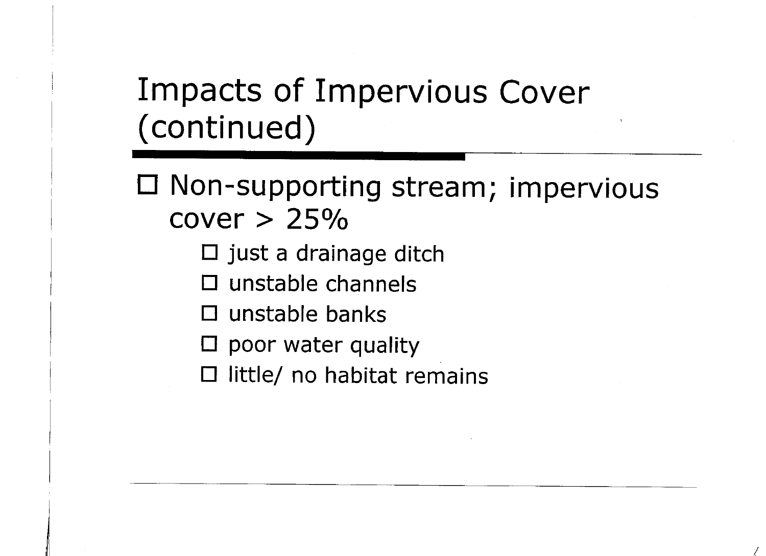# Impacts of Impervious Cover (continued)

- Non-supporting stream; impervious cover > 25%
  - just a drainage ditch
  - unstable channels
  - unstable banks
  - poor water quality
  - little/ no habitat remains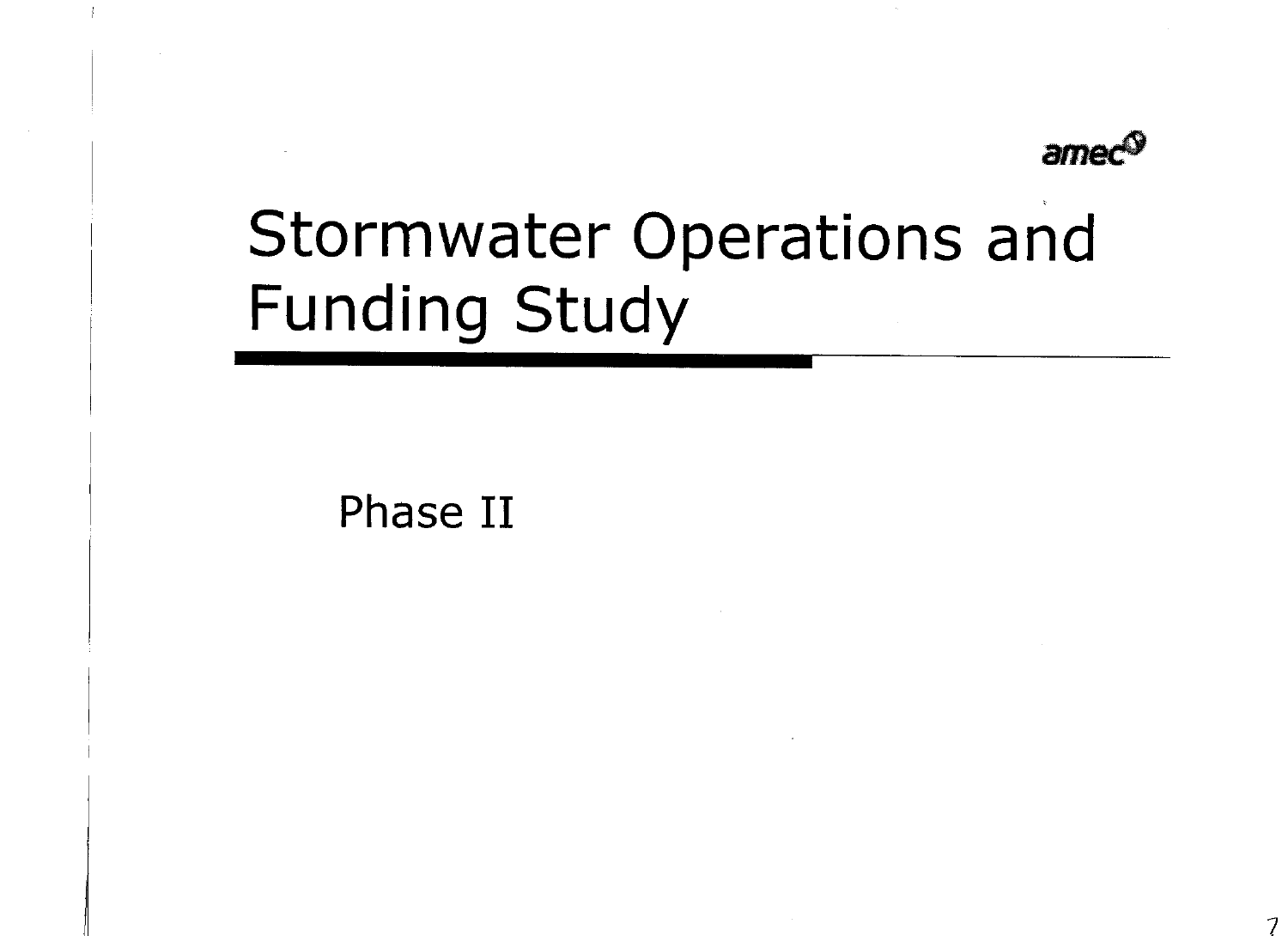amec

# Stormwater Operations and Funding Study

Phase II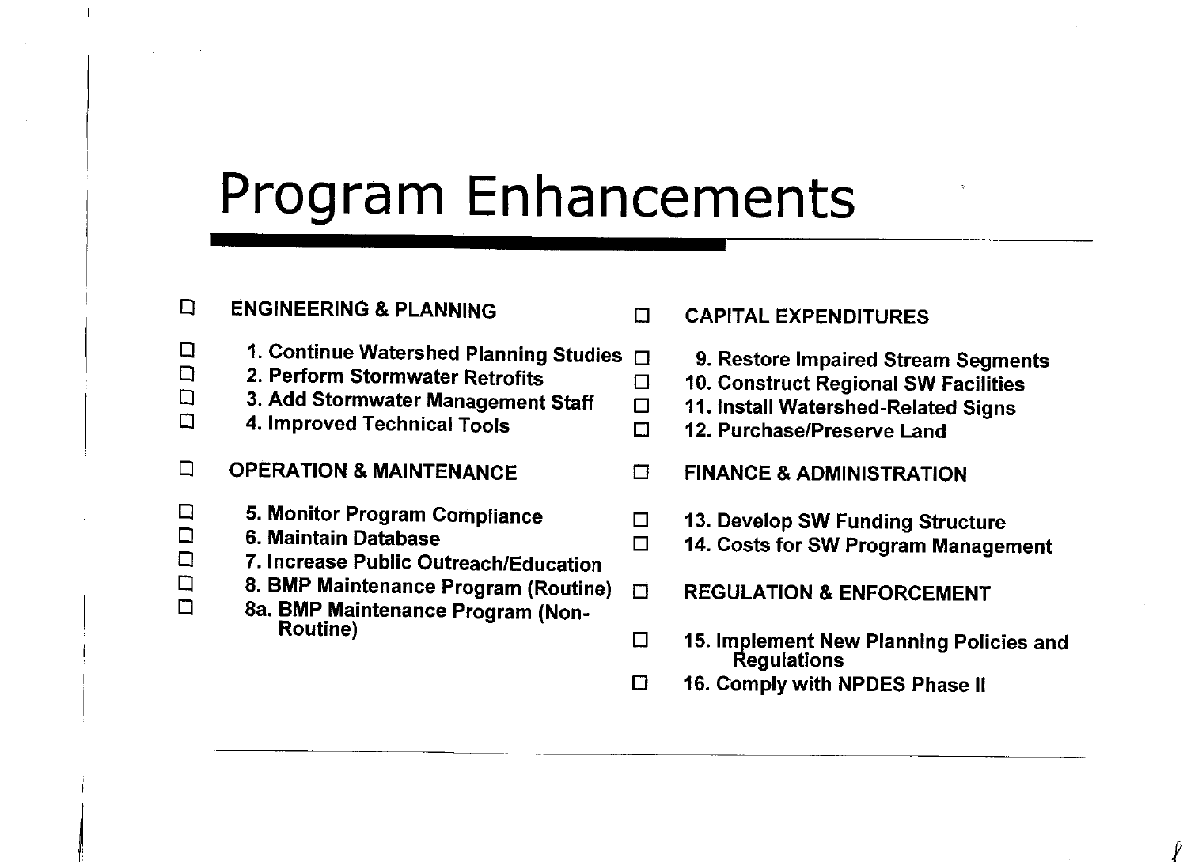# Program Enhancements

- **ENGINEERING & PLANNING**
  - **1. Continue Watershed Planning Studies**
  - **2. Perform Stormwater Retrofits**
  - **3. Add Stormwater Management Staff**
  - **4. Improved Technical Tools**
- **OPERATION & MAINTENANCE**
  - **5. Monitor Program Compliance**
  - **6. Maintain Database**
  - **7. Increase Public Outreach/Education**
  - **8. BMP Maintenance Program (Routine)**
  - **8a. BMP Maintenance Program (Non-Routine)**
- **CAPITAL EXPENDITURES**
  - **9. Restore Impaired Stream Segments**
  - **10. Construct Regional SW Facilities**
  - **11. Install Watershed-Related Signs**
  - **12. Purchase/Preserve Land**
- **FINANCE & ADMINISTRATION**
  - **13. Develop SW Funding Structure**
  - **14. Costs for SW Program Management**
- **REGULATION & ENFORCEMENT**
  - **15. Implement New Planning Policies and Regulations**
  - **16. Comply with NPDES Phase II**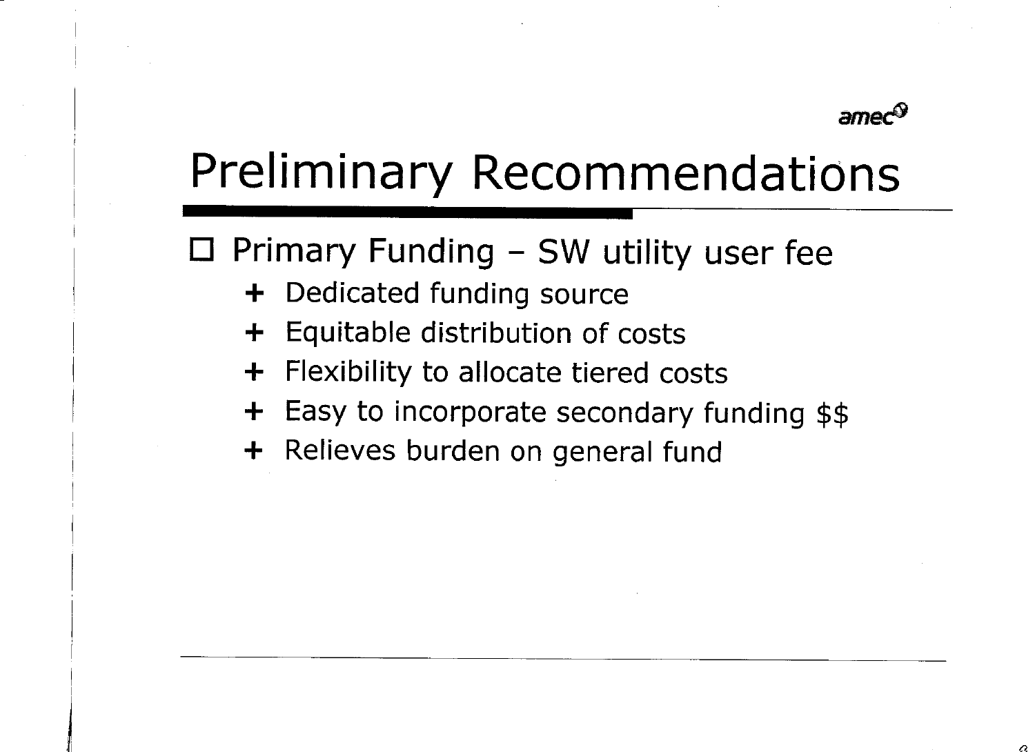# Preliminary Recommendations

- Primary Funding – SW utility user fee
  - + Dedicated funding source
  - + Equitable distribution of costs
  - + Flexibility to allocate tiered costs
  - + Easy to incorporate secondary funding $$
  - + Relieves burden on general fund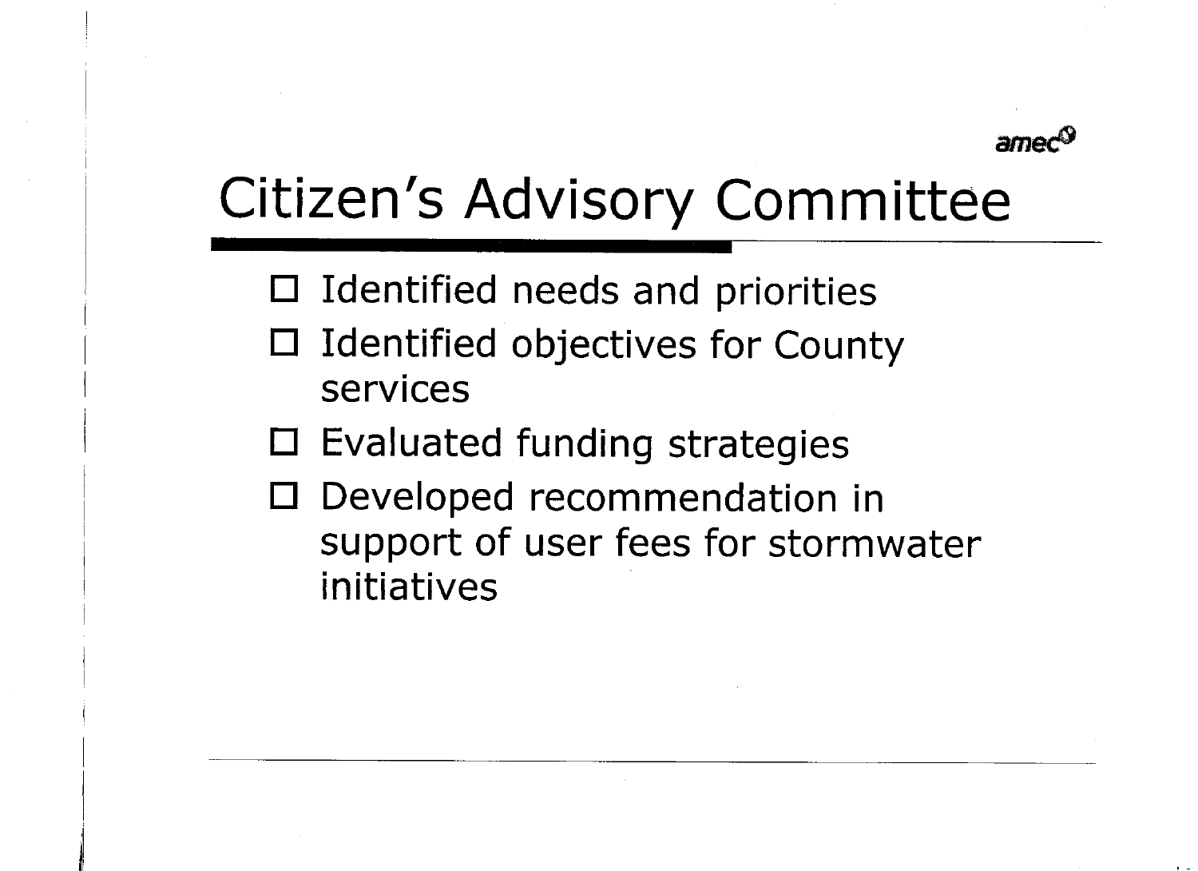amec

# Citizen's Advisory Committee

- Identified needs and priorities
- Identified objectives for County services
- Evaluated funding strategies
- Developed recommendation in support of user fees for stormwater initiatives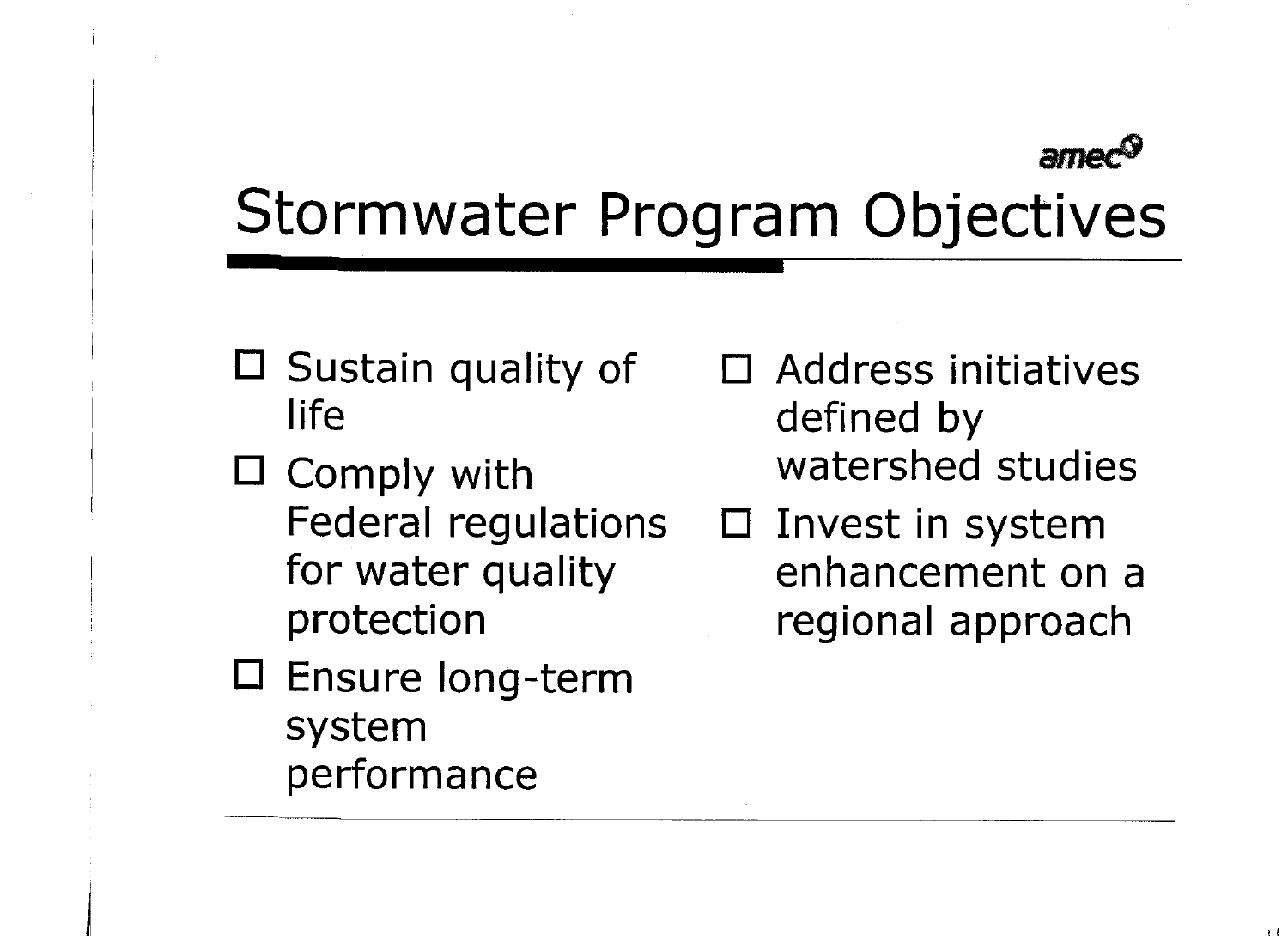amec

# Stormwater Program Objectives

- Sustain quality of life
- Comply with Federal regulations for water quality protection
- Ensure long-term system performance
- Address initiatives defined by watershed studies
- Invest in system enhancement on a regional approach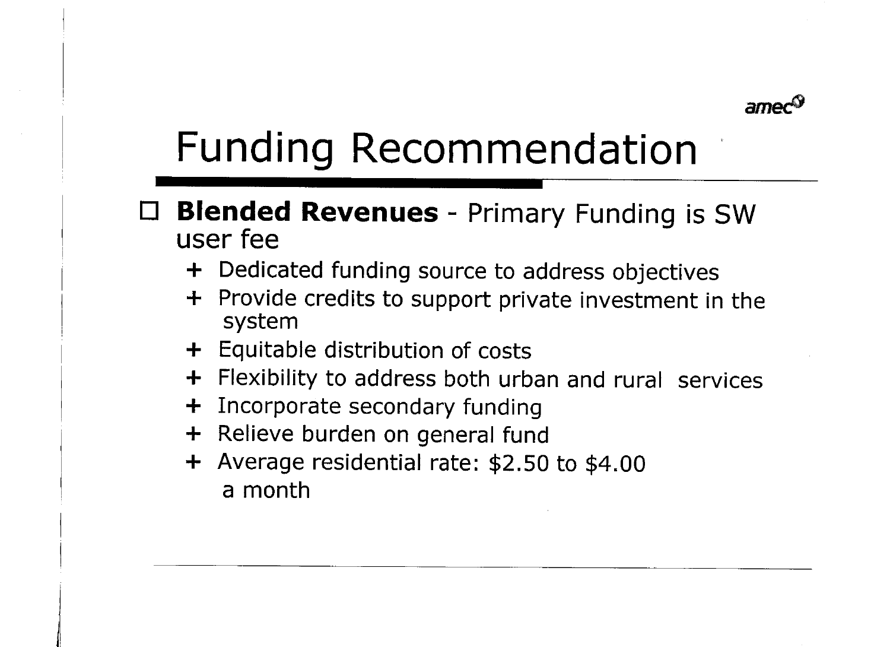# Funding Recommendation

- **Blended Revenues** - Primary Funding is SW user fee
  - + Dedicated funding source to address objectives
  - + Provide credits to support private investment in the system
  - + Equitable distribution of costs
  - + Flexibility to address both urban and rural services
  - + Incorporate secondary funding
  - + Relieve burden on general fund
  - + Average residential rate: $2.50 to $4.00 a month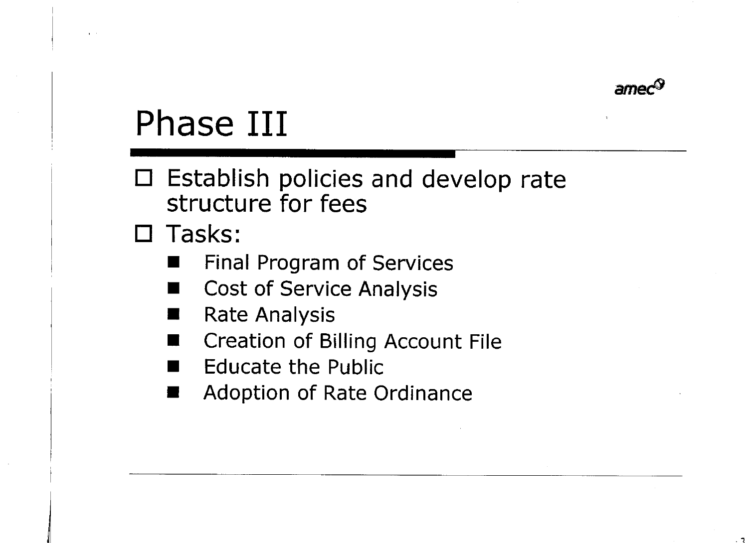# Phase III

- Establish policies and develop rate structure for fees
- Tasks:
  - Final Program of Services
  - Cost of Service Analysis
  - Rate Analysis
  - Creation of Billing Account File
  - Educate the Public
  - Adoption of Rate Ordinance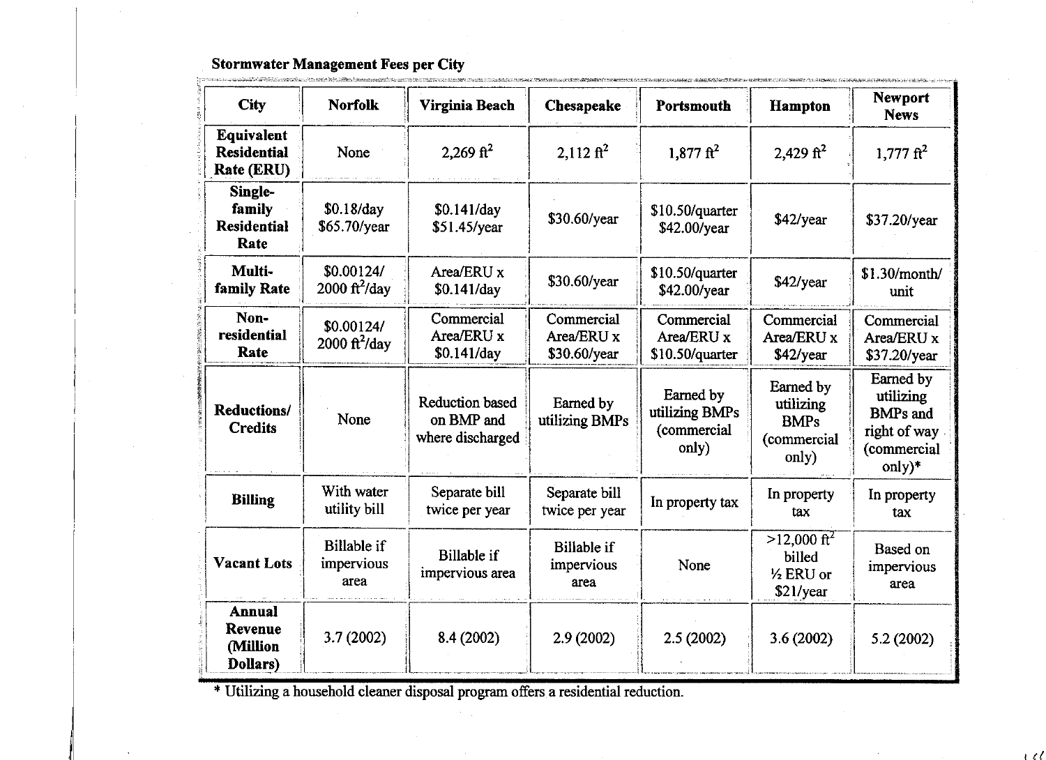**Stormwater Management Fees per City**

| City | Norfolk | Virginia Beach | Chesapeake | Portsmouth | Hampton | Newport News |
|---|---|---|---|---|---|---|
| Equivalent Residential Rate (ERU) | None | 2,269 $ft^2$ | 2,112 $ft^2$ | 1,877 $ft^2$ | 2,429 $ft^2$ | 1,777 $ft^2$ |
| Single-family Residential Rate | \$0.18/day \$65.70/year | \$0.141/day \$51.45/year | \$30.60/year | \$10.50/quarter \$42.00/year | \$42/year | \$37.20/year |
| Multi-family Rate | \$0.00124/ 2000 $ft^2$/day | Area/ERU x \$0.141/day | \$30.60/year | \$10.50/quarter \$42.00/year | \$42/year | \$1.30/month/ unit |
| Non-residential Rate | \$0.00124/ 2000 $ft^2$/day | Commercial Area/ERU x \$0.141/day | Commercial Area/ERU x \$30.60/year | Commercial Area/ERU x \$10.50/quarter | Commercial Area/ERU x \$42/year | Commercial Area/ERU x \$37.20/year |
| Reductions/ Credits | None | Reduction based on BMP and where discharged | Earned by utilizing BMPs | Earned by utilizing BMPs (commercial only) | Earned by utilizing BMPs (commercial only) | Earned by utilizing BMPs and right of way (commercial only)* |
| Billing | With water utility bill | Separate bill twice per year | Separate bill twice per year | In property tax | In property tax | In property tax |
| Vacant Lots | Billable if impervious area | Billable if impervious area | Billable if impervious area | None | >12,000 $ft^2$ billed ½ ERU or \$21/year | Based on impervious area |
| Annual Revenue (Million Dollars) | 3.7 (2002) | 8.4 (2002) | 2.9 (2002) | 2.5 (2002) | 3.6 (2002) | 5.2 (2002) |

* Utilizing a household cleaner disposal program offers a residential reduction.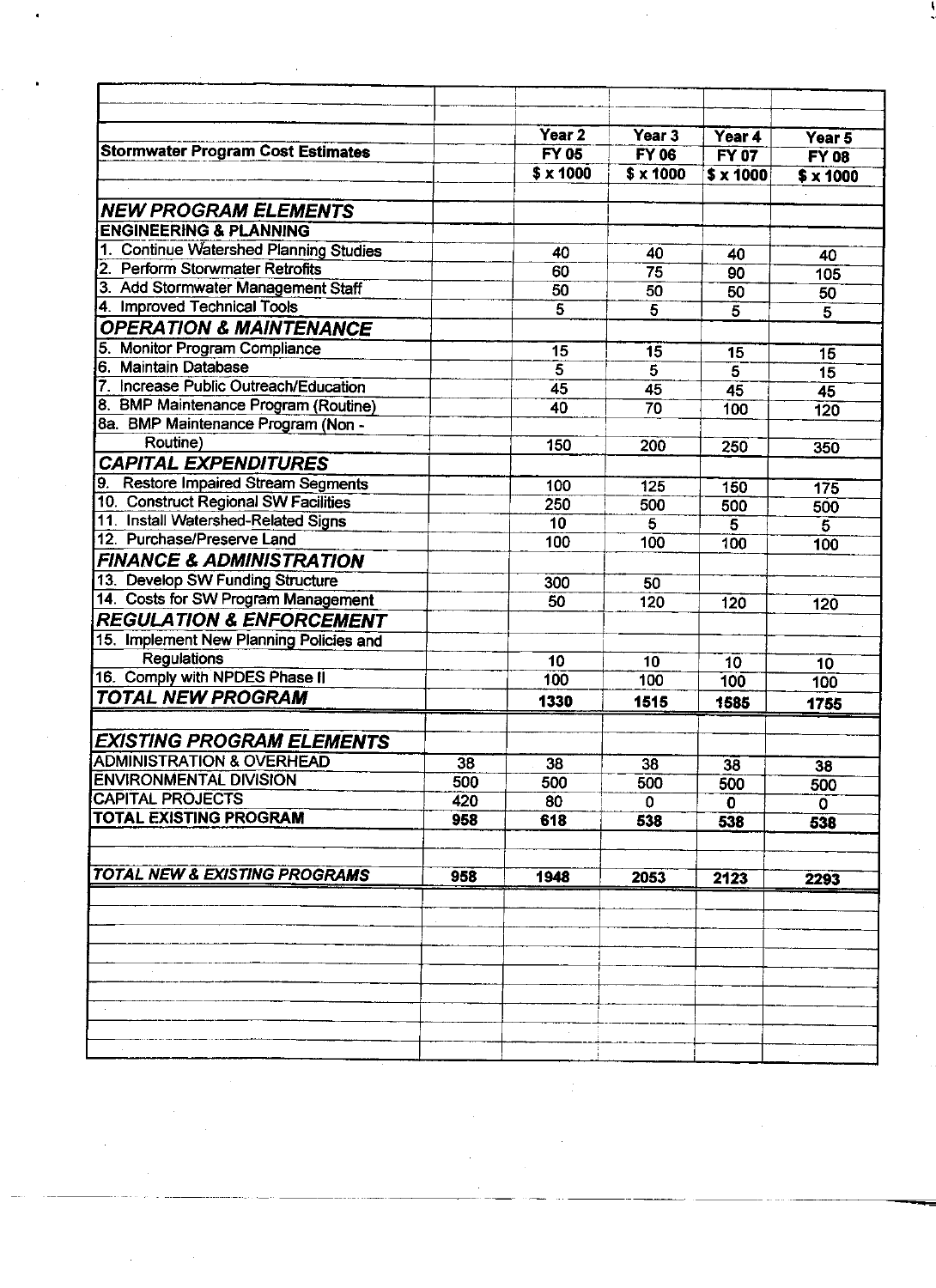| Stormwater Program Cost Estimates | | Year 2<br>FY 05<br>$ x 1000 | Year 3<br>FY 06<br>$ x 1000 | Year 4<br>FY 07<br>$ x 1000 | Year 5<br>FY 08<br>$ x 1000 |
|---|---|---|---|---|---|
| ***NEW PROGRAM ELEMENTS*** | | | | | |
| **ENGINEERING & PLANNING** | | | | | |
| 1. Continue Watershed Planning Studies | | 40 | 40 | 40 | 40 |
| 2. Perform Storwmater Retrofits | | 60 | 75 | 90 | 105 |
| 3. Add Stormwater Management Staff | | 50 | 50 | 50 | 50 |
| 4. Improved Technical Tools | | 5 | 5 | 5 | 5 |
| ***OPERATION & MAINTENANCE*** | | | | | |
| 5. Monitor Program Compliance | | 15 | 15 | 15 | 15 |
| 6. Maintain Database | | 5 | 5 | 5 | 15 |
| 7. Increase Public Outreach/Education | | 45 | 45 | 45 | 45 |
| 8. BMP Maintenance Program (Routine) | | 40 | 70 | 100 | 120 |
| 8a. BMP Maintenance Program (Non - Routine) | | 150 | 200 | 250 | 350 |
| ***CAPITAL EXPENDITURES*** | | | | | |
| 9. Restore Impaired Stream Segments | | 100 | 125 | 150 | 175 |
| 10. Construct Regional SW Facilities | | 250 | 500 | 500 | 500 |
| 11. Install Watershed-Related Signs | | 10 | 5 | 5 | 5 |
| 12. Purchase/Preserve Land | | 100 | 100 | 100 | 100 |
| ***FINANCE & ADMINISTRATION*** | | | | | |
| 13. Develop SW Funding Structure | | 300 | 50 | | |
| 14. Costs for SW Program Management | | 50 | 120 | 120 | 120 |
| ***REGULATION & ENFORCEMENT*** | | | | | |
| 15. Implement New Planning Policies and Regulations | | 10 | 10 | 10 | 10 |
| 16. Comply with NPDES Phase II | | 100 | 100 | 100 | 100 |
| ***TOTAL NEW PROGRAM*** | | **1330** | **1515** | **1585** | **1755** |
| | | | | | |
| ***EXISTING PROGRAM ELEMENTS*** | | | | | |
| **ADMINISTRATION & OVERHEAD** | 38 | 38 | 38 | 38 | 38 |
| **ENVIRONMENTAL DIVISION** | 500 | 500 | 500 | 500 | 500 |
| **CAPITAL PROJECTS** | 420 | 80 | 0 | 0 | 0 |
| **TOTAL EXISTING PROGRAM** | **958** | **618** | **538** | **538** | **538** |
| | | | | | |
| ***TOTAL NEW & EXISTING PROGRAMS*** | **958** | **1948** | **2053** | **2123** | **2293** |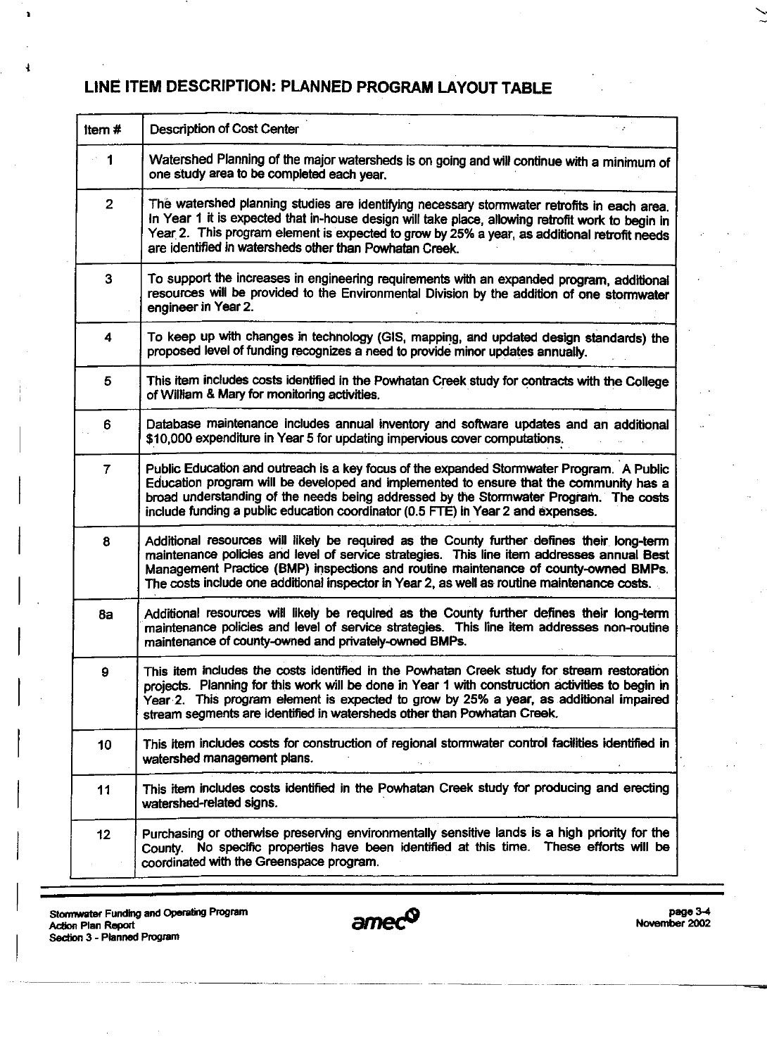## LINE ITEM DESCRIPTION: PLANNED PROGRAM LAYOUT TABLE

| Item # | Description of Cost Center |
|---|---|
| 1 | Watershed Planning of the major watersheds is on going and will continue with a minimum of one study area to be completed each year. |
| 2 | The watershed planning studies are identifying necessary stormwater retrofits in each area. In Year 1 it is expected that in-house design will take place, allowing retrofit work to begin in Year 2. This program element is expected to grow by 25% a year, as additional retrofit needs are identified in watersheds other than Powhatan Creek. |
| 3 | To support the increases in engineering requirements with an expanded program, additional resources will be provided to the Environmental Division by the addition of one stormwater engineer in Year 2. |
| 4 | To keep up with changes in technology (GIS, mapping, and updated design standards) the proposed level of funding recognizes a need to provide minor updates annually. |
| 5 | This item includes costs identified in the Powhatan Creek study for contracts with the College of William & Mary for monitoring activities. |
| 6 | Database maintenance includes annual inventory and software updates and an additional $10,000 expenditure in Year 5 for updating impervious cover computations. |
| 7 | Public Education and outreach is a key focus of the expanded Stormwater Program. A Public Education program will be developed and implemented to ensure that the community has a broad understanding of the needs being addressed by the Stormwater Program. The costs include funding a public education coordinator (0.5 FTE) in Year 2 and expenses. |
| 8 | Additional resources will likely be required as the County further defines their long-term maintenance policies and level of service strategies. This line item addresses annual Best Management Practice (BMP) inspections and routine maintenance of county-owned BMPs. The costs include one additional inspector in Year 2, as well as routine maintenance costs. |
| 8a | Additional resources will likely be required as the County further defines their long-term maintenance policies and level of service strategies. This line item addresses non-routine maintenance of county-owned and privately-owned BMPs. |
| 9 | This item includes the costs identified in the Powhatan Creek study for stream restoration projects. Planning for this work will be done in Year 1 with construction activities to begin in Year 2. This program element is expected to grow by 25% a year, as additional impaired stream segments are identified in watersheds other than Powhatan Creek. |
| 10 | This item includes costs for construction of regional stormwater control facilities identified in watershed management plans. |
| 11 | This item includes costs identified in the Powhatan Creek study for producing and erecting watershed-related signs. |
| 12 | Purchasing or otherwise preserving environmentally sensitive lands is a high priority for the County. No specific properties have been identified at this time. These efforts will be coordinated with the Greenspace program. |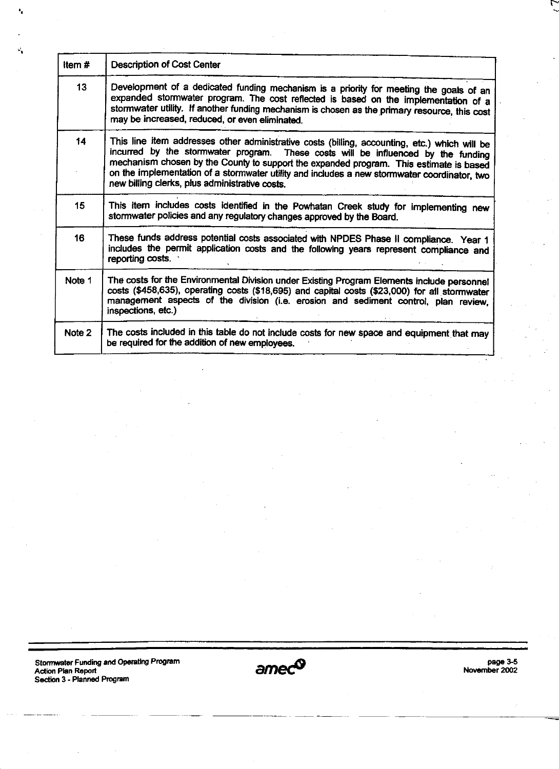| Item # | Description of Cost Center |
|---|---|
| 13 | Development of a dedicated funding mechanism is a priority for meeting the goals of an expanded stormwater program. The cost reflected is based on the implementation of a stormwater utility. If another funding mechanism is chosen as the primary resource, this cost may be increased, reduced, or even eliminated. |
| 14 | This line item addresses other administrative costs (billing, accounting, etc.) which will be incurred by the stormwater program. These costs will be influenced by the funding mechanism chosen by the County to support the expanded program. This estimate is based on the implementation of a stormwater utility and includes a new stormwater coordinator, two new billing clerks, plus administrative costs. |
| 15 | This item includes costs identified in the Powhatan Creek study for implementing new stormwater policies and any regulatory changes approved by the Board. |
| 16 | These funds address potential costs associated with NPDES Phase II compliance. Year 1 includes the permit application costs and the following years represent compliance and reporting costs. |
| Note 1 | The costs for the Environmental Division under Existing Program Elements include personnel costs ($458,635), operating costs ($18,695) and capital costs ($23,000) for all stormwater management aspects of the division (i.e. erosion and sediment control, plan review, inspections, etc.) |
| Note 2 | The costs included in this table do not include costs for new space and equipment that may be required for the addition of new employees. |